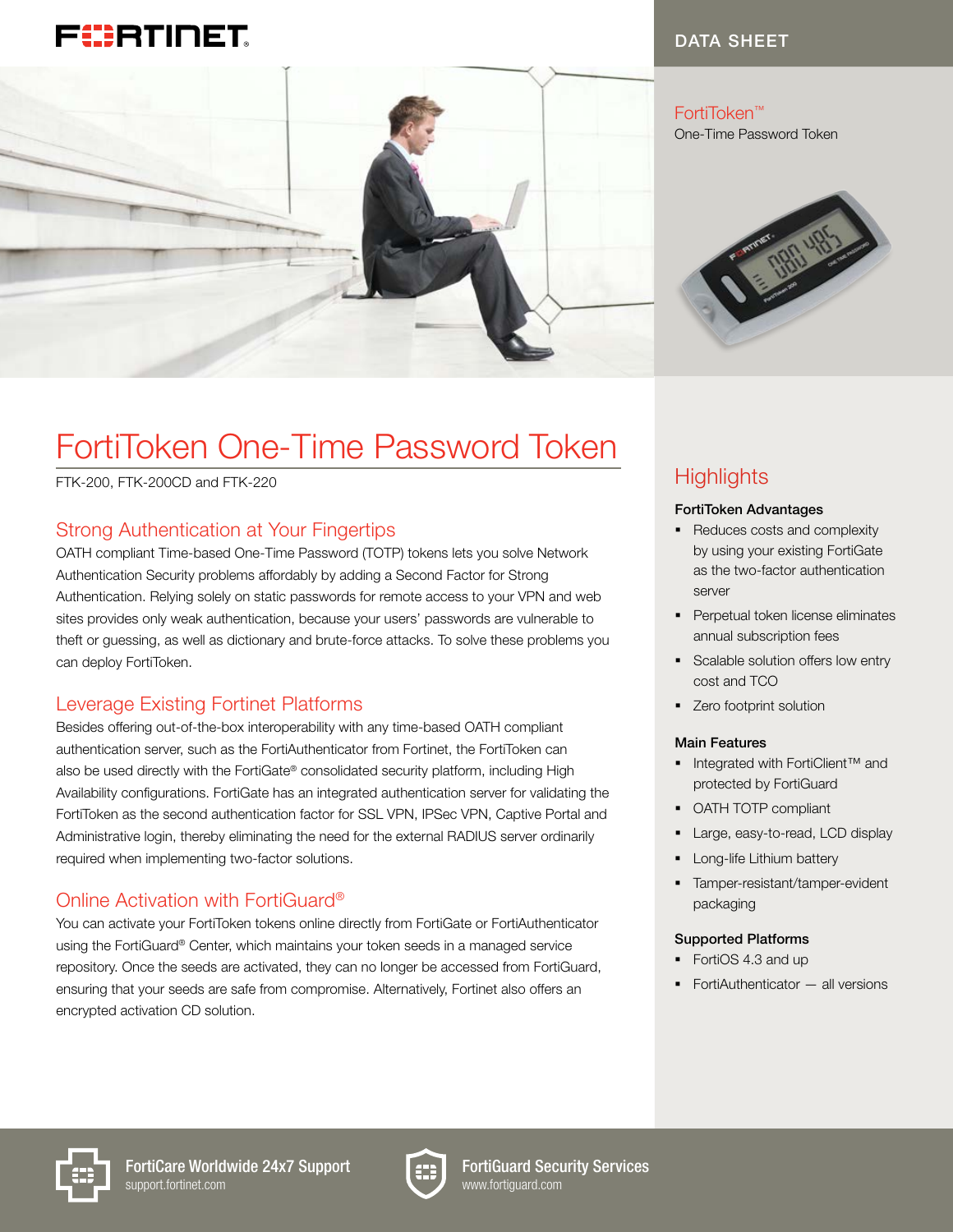DATA SHEET

FortiToken™

One-Time Password Token

# FortiToken One-Time Password Token

FTK-200, FTK-200CD and FTK-220

## Strong Authentication at Your Fingertips

OATH compliant Time-based One-Time Password (TOTP) tokens lets you solve Network Authentication Security problems affordably by adding a Second Factor for Strong Authentication. Relying solely on static passwords for remote access to your VPN and web sites provides only weak authentication, because your users' passwords are vulnerable to theft or guessing, as well as dictionary and brute-force attacks. To solve these problems you can deploy FortiToken.

## Leverage Existing Fortinet Platforms

Besides offering out-of-the-box interoperability with any time-based OATH compliant authentication server, such as the FortiAuthenticator from Fortinet, the FortiToken can also be used directly with the FortiGate® consolidated security platform, including High Availability configurations. FortiGate has an integrated authentication server for validating the FortiToken as the second authentication factor for SSL VPN, IPSec VPN, Captive Portal and Administrative login, thereby eliminating the need for the external RADIUS server ordinarily required when implementing two-factor solutions.

## Online Activation with FortiGuard®

You can activate your FortiToken tokens online directly from FortiGate or FortiAuthenticator using the FortiGuard® Center, which maintains your token seeds in a managed service repository. Once the seeds are activated, they can no longer be accessed from FortiGuard, ensuring that your seeds are safe from compromise. Alternatively, Fortinet also offers an encrypted activation CD solution.

## Highlights

**FortiToken Advantages**

- Reduces costs and complexity by using your existing FortiGate as the two-factor authentication server
- Perpetual token license eliminates annual subscription fees
- Scalable solution offers low entry cost and TCO
- Zero footprint solution

**Main Features**

- Integrated with FortiClient™ and protected by FortiGuard
- OATH TOTP compliant
- Large, easy-to-read, LCD display
- Long-life Lithium battery
- Tamper-resistant/tamper-evident packaging

**Supported Platforms**

- FortiOS 4.3 and up
- FortiAuthenticator — all versions

**FortiCare Worldwide 24x7 Support**
support.fortinet.com

**FortiGuard Security Services**
www.fortiguard.com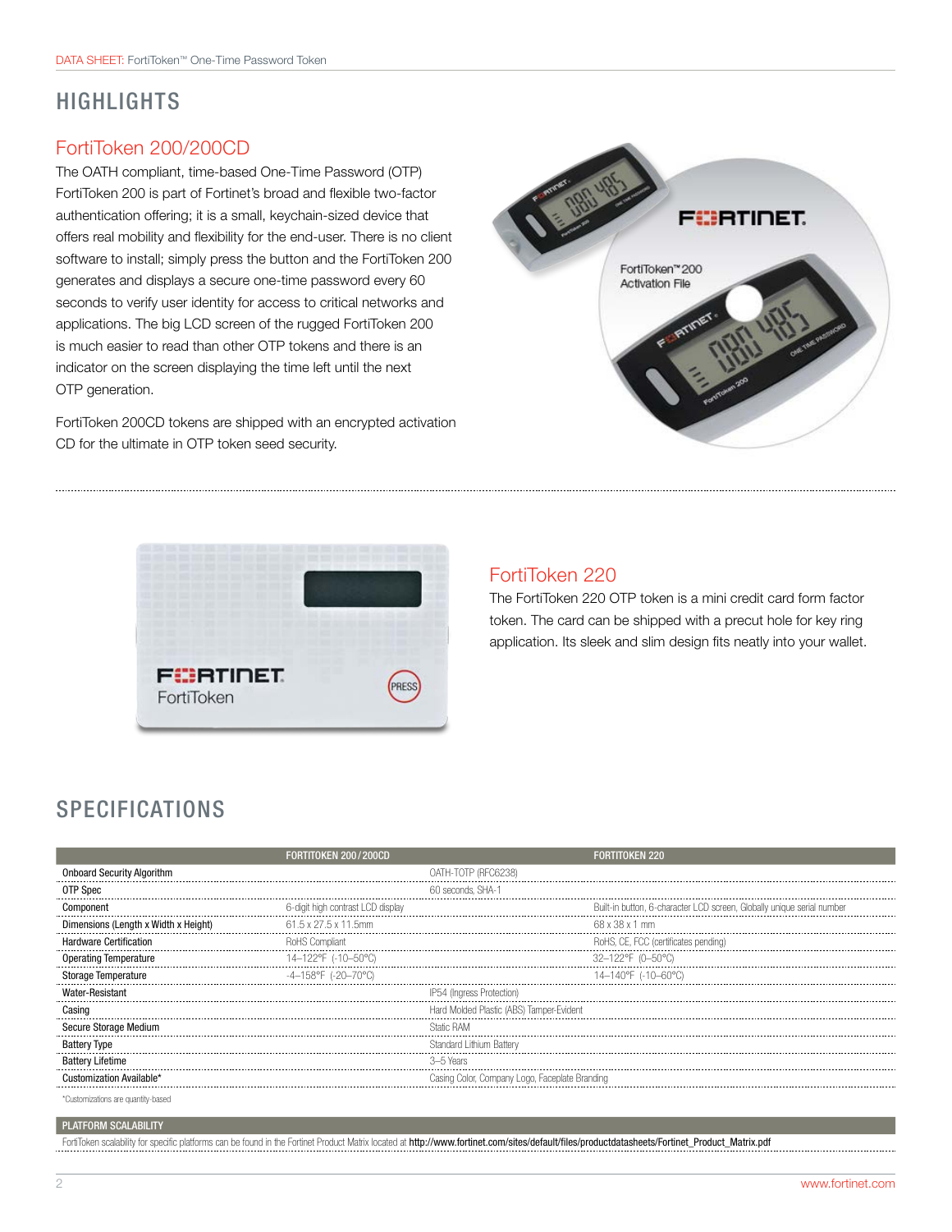# HIGHLIGHTS

## FortiToken 200/200CD

The OATH compliant, time-based One-Time Password (OTP) FortiToken 200 is part of Fortinet's broad and flexible two-factor authentication offering; it is a small, keychain-sized device that offers real mobility and flexibility for the end-user. There is no client software to install; simply press the button and the FortiToken 200 generates and displays a secure one-time password every 60 seconds to verify user identity for access to critical networks and applications. The big LCD screen of the rugged FortiToken 200 is much easier to read than other OTP tokens and there is an indicator on the screen displaying the time left until the next OTP generation.

FortiToken 200CD tokens are shipped with an encrypted activation CD for the ultimate in OTP token seed security.

## FortiToken 220

The FortiToken 220 OTP token is a mini credit card form factor token. The card can be shipped with a precut hole for key ring application. Its sleek and slim design fits neatly into your wallet.

# SPECIFICATIONS

| | FORTITOKEN 200/200CD | FORTITOKEN 220 |
|---|---|---|
| Onboard Security Algorithm | OATH-TOTP (RFC6238) | OATH-TOTP (RFC6238) |
| OTP Spec | 60 seconds, SHA-1 | 60 seconds, SHA-1 |
| Component | 6-digit high contrast LCD display | Built-in button, 6-character LCD screen, Globally unique serial number |
| Dimensions (Length x Width x Height) | 61.5 x 27.5 x 11.5mm | 68 x 38 x 1 mm |
| Hardware Certification | RoHS Compliant | RoHS, CE, FCC (certificates pending) |
| Operating Temperature | 14–122°F (-10–50°C) | 32–122°F (0–50°C) |
| Storage Temperature | -4–158°F (-20–70°C) | 14–140°F (-10–60°C) |
| Water-Resistant | IP54 (Ingress Protection) | IP54 (Ingress Protection) |
| Casing | Hard Molded Plastic (ABS) Tamper-Evident | Hard Molded Plastic (ABS) Tamper-Evident |
| Secure Storage Medium | Static RAM | Static RAM |
| Battery Type | Standard Lithium Battery | Standard Lithium Battery |
| Battery Lifetime | 3–5 Years | 3–5 Years |
| Customization Available* | Casing Color, Company Logo, Faceplate Branding | Casing Color, Company Logo, Faceplate Branding |

*Customizations are quantity-based

| PLATFORM SCALABILITY |
|---|
| FortiToken scalability for specific platforms can be found in the Fortinet Product Matrix located at http://www.fortinet.com/sites/default/files/productdatasheets/Fortinet_Product_Matrix.pdf |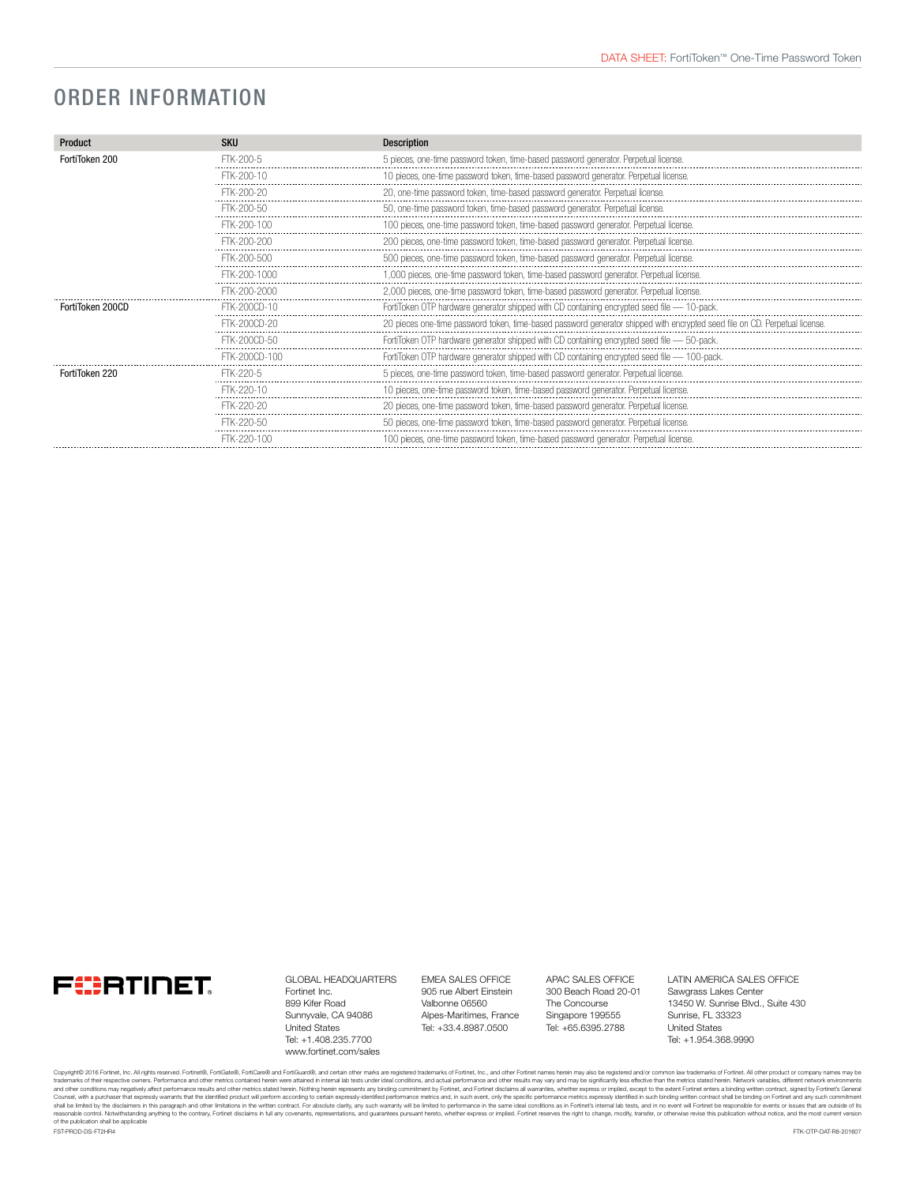## ORDER INFORMATION

| Product | SKU | Description |
|---|---|---|
| FortiToken 200 | FTK-200-5 | 5 pieces, one-time password token, time-based password generator. Perpetual license. |
| | FTK-200-10 | 10 pieces, one-time password token, time-based password generator. Perpetual license. |
| | FTK-200-20 | 20, one-time password token, time-based password generator. Perpetual license. |
| | FTK-200-50 | 50, one-time password token, time-based password generator. Perpetual license. |
| | FTK-200-100 | 100 pieces, one-time password token, time-based password generator. Perpetual license. |
| | FTK-200-200 | 200 pieces, one-time password token, time-based password generator. Perpetual license. |
| | FTK-200-500 | 500 pieces, one-time password token, time-based password generator. Perpetual license. |
| | FTK-200-1000 | 1,000 pieces, one-time password token, time-based password generator. Perpetual license. |
| | FTK-200-2000 | 2,000 pieces, one-time password token, time-based password generator. Perpetual license. |
| FortiToken 200CD | FTK-200CD-10 | FortiToken OTP hardware generator shipped with CD containing encrypted seed file — 10-pack. |
| | FTK-200CD-20 | 20 pieces one-time password token, time-based password generator shipped with encrypted seed file on CD. Perpetual license. |
| | FTK-200CD-50 | FortiToken OTP hardware generator shipped with CD containing encrypted seed file — 50-pack. |
| | FTK-200CD-100 | FortiToken OTP hardware generator shipped with CD containing encrypted seed file — 100-pack. |
| FortiToken 220 | FTK-220-5 | 5 pieces, one-time password token, time-based password generator. Perpetual license. |
| | FTK-220-10 | 10 pieces, one-time password token, time-based password generator. Perpetual license. |
| | FTK-220-20 | 20 pieces, one-time password token, time-based password generator. Perpetual license. |
| | FTK-220-50 | 50 pieces, one-time password token, time-based password generator. Perpetual license. |
| | FTK-220-100 | 100 pieces, one-time password token, time-based password generator. Perpetual license. |

FORTINET

GLOBAL HEADQUARTERS
Fortinet Inc.
899 Kifer Road
Sunnyvale, CA 94086
United States
Tel: +1.408.235.7700
www.fortinet.com/sales

EMEA SALES OFFICE
905 rue Albert Einstein
Valbonne 06560
Alpes-Maritimes, France
Tel: +33.4.8987.0500

APAC SALES OFFICE
300 Beach Road 20-01
The Concourse
Singapore 199555
Tel: +65.6395.2788

LATIN AMERICA SALES OFFICE
Sawgrass Lakes Center
13450 W. Sunrise Blvd., Suite 430
Sunrise, FL 33323
United States
Tel: +1.954.368.9990

Copyright© 2016 Fortinet, Inc. All rights reserved. Fortinet®, FortiGate®, FortiCare® and FortiGuard®, and certain other marks are registered trademarks of Fortinet, Inc., and other Fortinet names herein may also be registered and/or common law trademarks of Fortinet. All other product or company names may be trademarks of their respective owners. Performance and other metrics contained herein were attained in internal lab tests under ideal conditions, and actual performance and other results may vary and may be significantly less effective than the metrics stated herein. Network variables, different network environments and other conditions may negatively affect performance results and other metrics stated herein. Nothing herein represents any binding commitment by Fortinet, and Fortinet disclaims all warranties, whether express or implied, except to the extent Fortinet enters a binding written contract, signed by Fortinet's General Counsel, with a purchaser that expressly warrants that the identified product will perform according to certain expressly-identified performance metrics and, in such event, only the specific performance metrics expressly identified in such binding written contract shall be binding on Fortinet and any such commitment shall be limited by the disclaimers in this paragraph and other limitations in the written contract. For absolute clarity, any such warranty will be limited to performance in the same ideal conditions as in Fortinet's internal lab tests, and in no event will Fortinet be responsible for events or issues that are outside of its reasonable control. Notwithstanding anything to the contrary, Fortinet disclaims in full any covenants, representations, and guarantees pursuant hereto, whether express or implied. Fortinet reserves the right to change, modify, transfer, or otherwise revise this publication without notice, and the most current version of the publication shall be applicable

FST-PROD-DS-FT2HR4

FTK-OTP-DAT-R8-201607